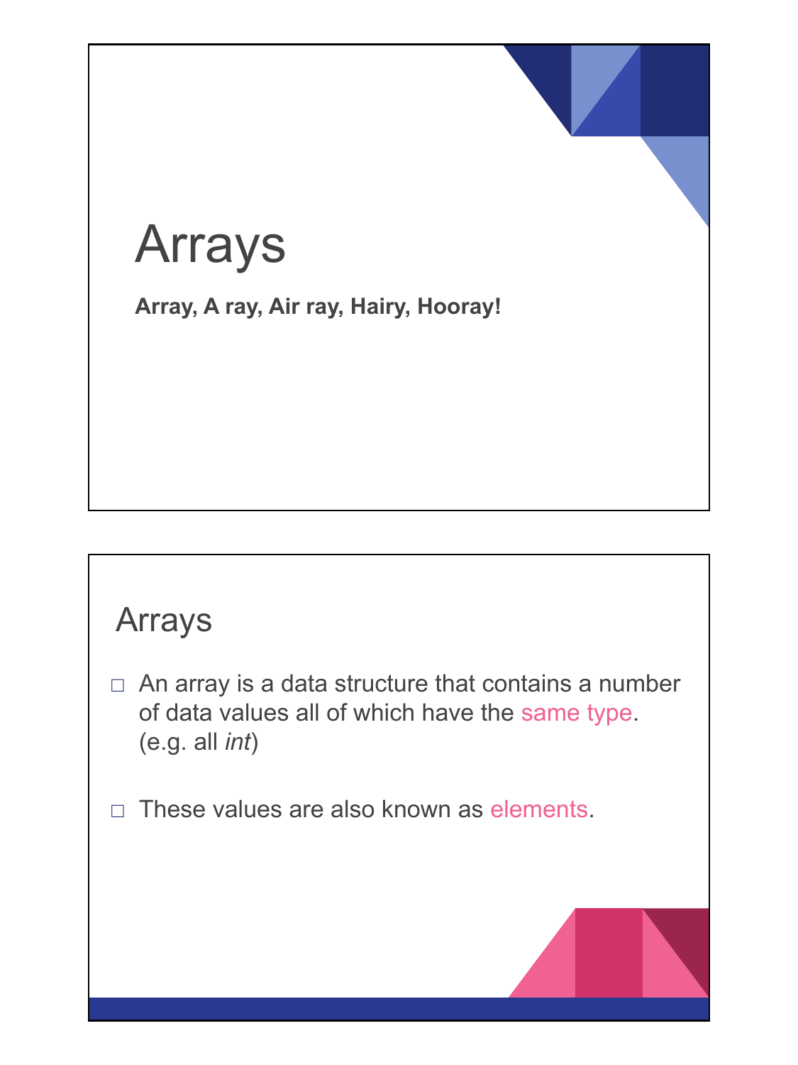# Arrays

**Array, A ray, Air ray, Hairy, Hooray!**

## Arrays

- An array is a data structure that contains a number of data values all of which have the same type. (e.g. all *int*)
- These values are also known as elements.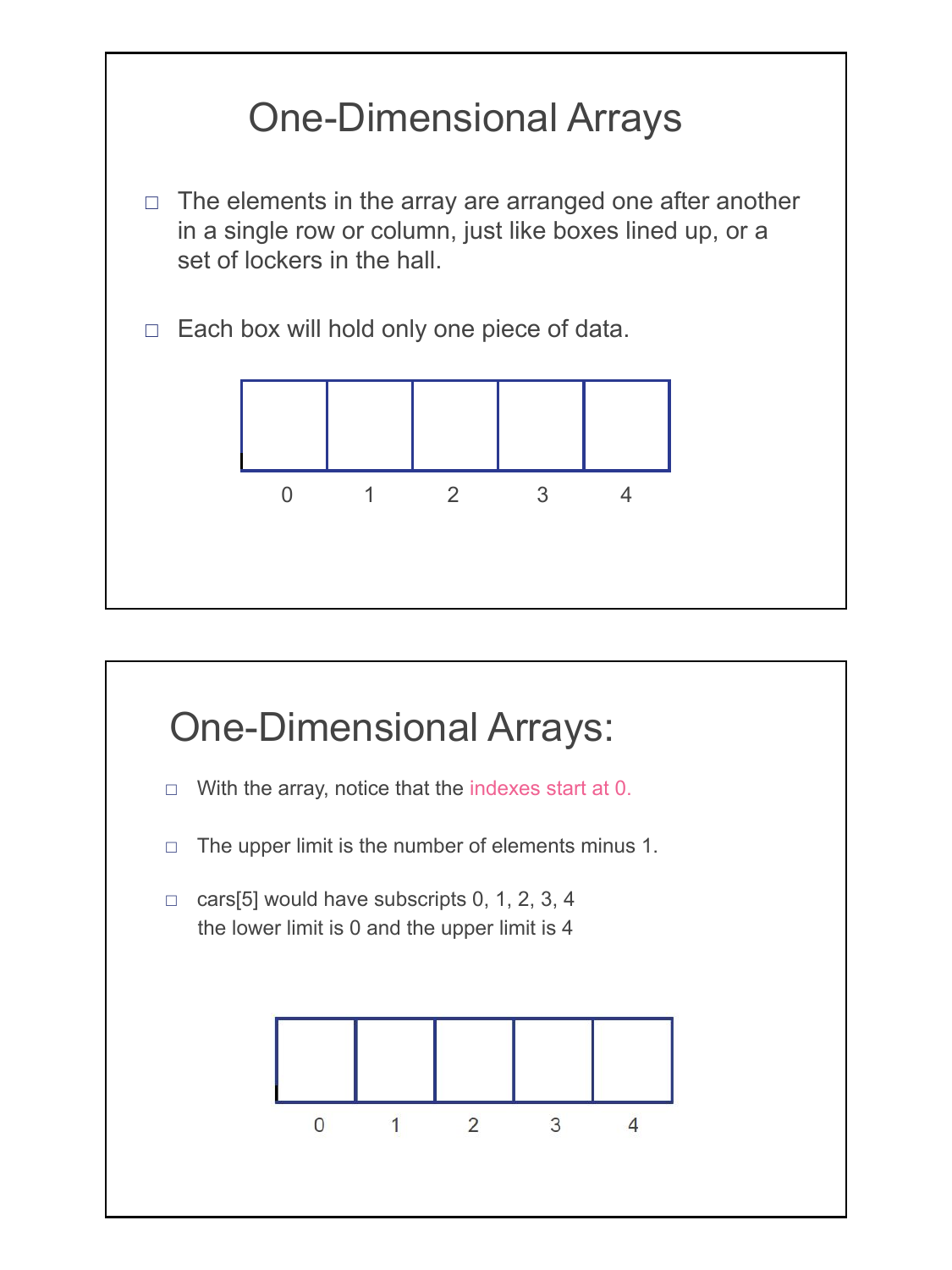# One-Dimensional Arrays

- The elements in the array are arranged one after another in a single row or column, just like boxes lined up, or a set of lockers in the hall.
- Each box will hold only one piece of data.

| | | | | |
|---|---|---|---|---|
| 0 | 1 | 2 | 3 | 4 |

# One-Dimensional Arrays:

- With the array, notice that the indexes start at 0.
- The upper limit is the number of elements minus 1.
- cars[5] would have subscripts 0, 1, 2, 3, 4
  the lower limit is 0 and the upper limit is 4

| | | | | |
|---|---|---|---|---|
| 0 | 1 | 2 | 3 | 4 |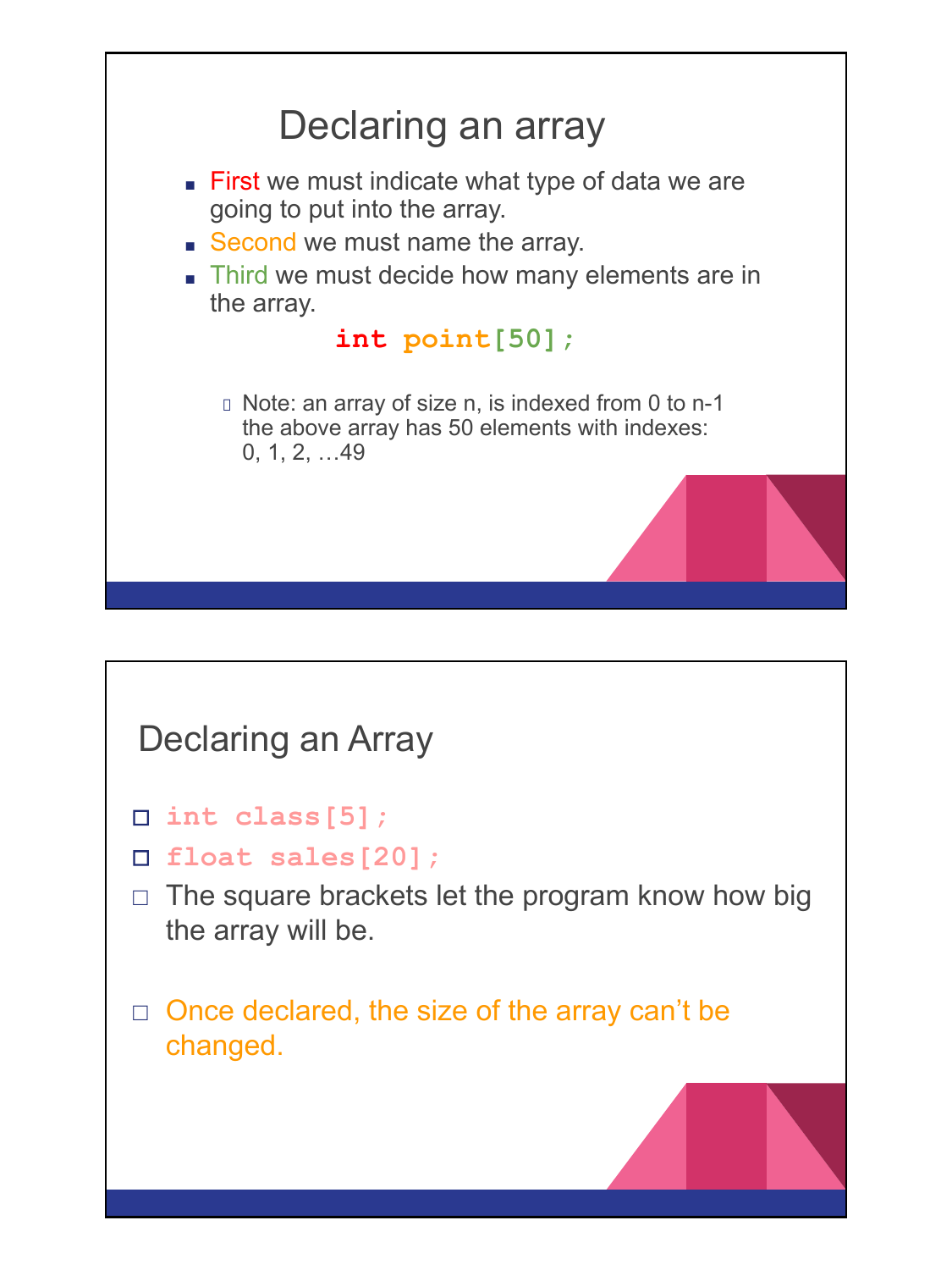## Declaring an array

- First we must indicate what type of data we are going to put into the array.
- Second we must name the array.
- Third we must decide how many elements are in the array.

```
int point[50];
```

  - Note: an array of size n, is indexed from 0 to n-1 the above array has 50 elements with indexes: 0, 1, 2, …49

## Declaring an Array

- `int class[5];`
- `float sales[20];`
- The square brackets let the program know how big the array will be.
- Once declared, the size of the array can't be changed.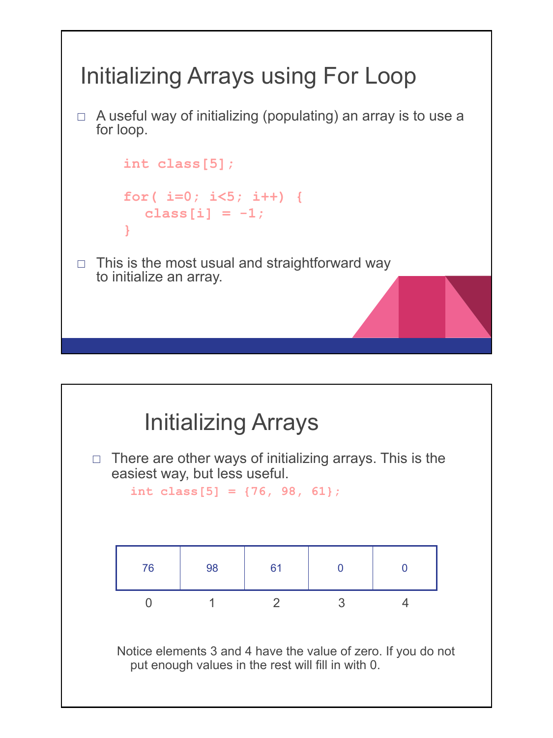## Initializing Arrays using For Loop

- A useful way of initializing (populating) an array is to use a for loop.

```
int class[5];

for( i=0; i<5; i++) {
   class[i] = -1;
}
```

- This is the most usual and straightforward way to initialize an array.

## Initializing Arrays

- There are other ways of initializing arrays. This is the easiest way, but less useful.

```
int class[5] = {76, 98, 61};
```

| 76 | 98 | 61 | 0 | 0 |
|---|---|---|---|---|
| 0 | 1 | 2 | 3 | 4 |

Notice elements 3 and 4 have the value of zero. If you do not put enough values in the rest will fill in with 0.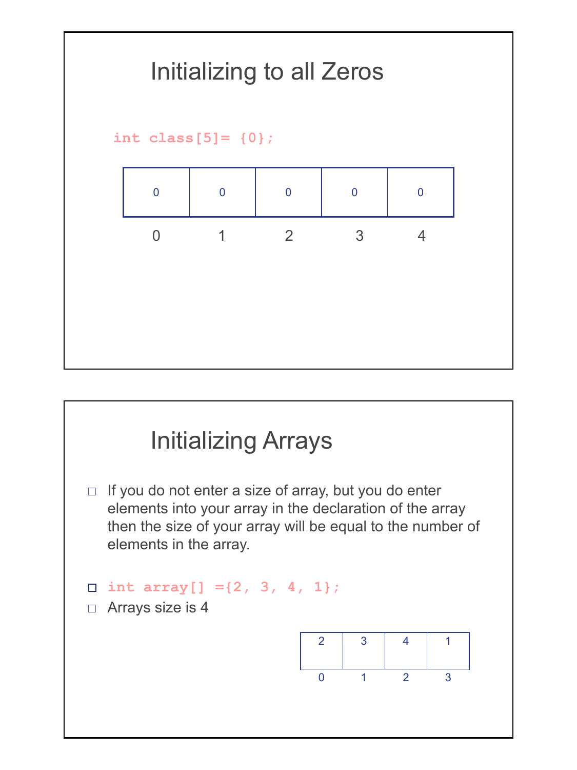## Initializing to all Zeros

```
int class[5]= {0};
```

| 0 | 0 | 0 | 0 | 0 |
|---|---|---|---|---|
| 0 | 1 | 2 | 3 | 4 |

## Initializing Arrays

- If you do not enter a size of array, but you do enter elements into your array in the declaration of the array then the size of your array will be equal to the number of elements in the array.
- `int array[] ={2, 3, 4, 1};`
- Arrays size is 4

| 2 | 3 | 4 | 1 |
|---|---|---|---|
| 0 | 1 | 2 | 3 |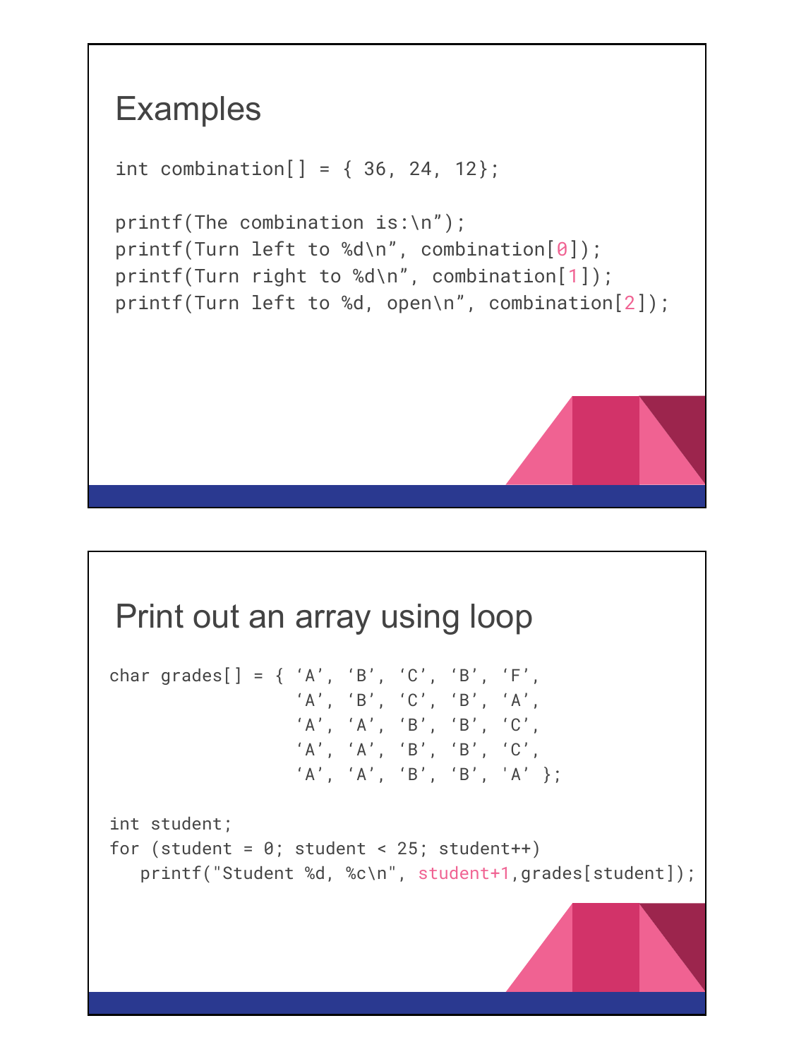## Examples

```
int combination[] = { 36, 24, 12};

printf(The combination is:\n”);
printf(Turn left to %d\n”, combination[0]);
printf(Turn right to %d\n”, combination[1]);
printf(Turn left to %d, open\n”, combination[2]);
```

## Print out an array using loop

```
char grades[] = { ‘A’, ‘B’, ‘C’, ‘B’, ‘F’,
                  ‘A’, ‘B’, ‘C’, ‘B’, ‘A’,
                  ‘A’, ‘A’, ‘B’, ‘B’, ‘C’,
                  ‘A’, ‘A’, ‘B’, ‘B’, ‘C’,
                  ‘A’, ‘A’, ‘B’, ‘B’, 'A’ };

int student;
for (student = 0; student < 25; student++)
   printf("Student %d, %c\n", student+1,grades[student]);
```